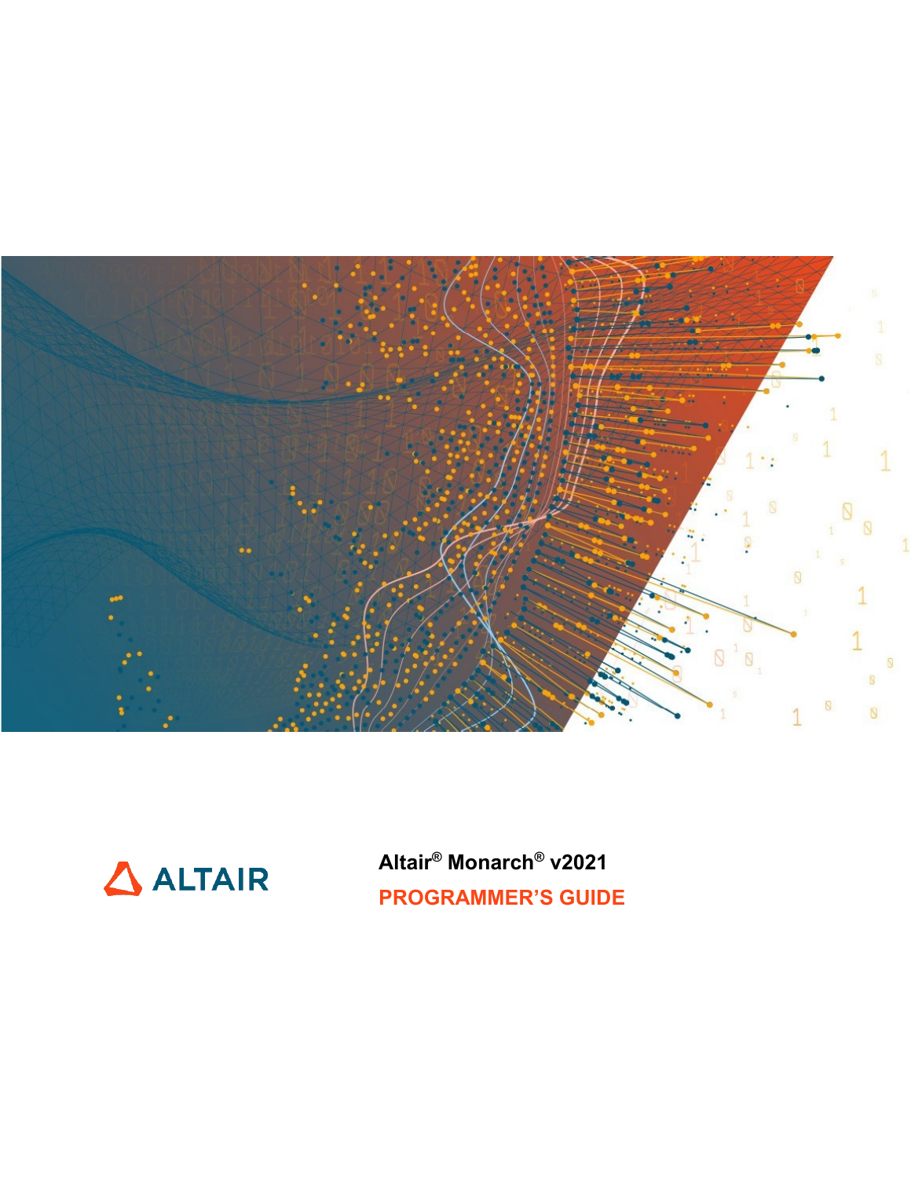ALTAIR

**Altair® Monarch® v2021**

**PROGRAMMER'S GUIDE**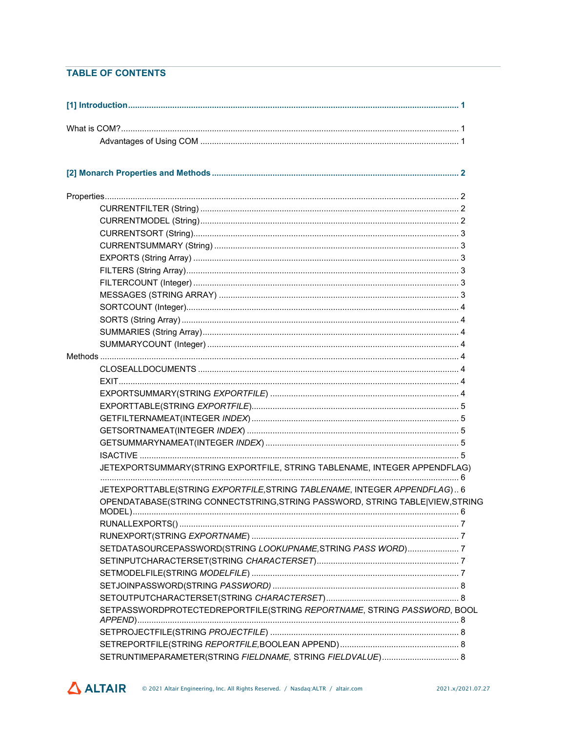## TABLE OF CONTENTS

**[1] Introduction ..... 1**

What is COM? ..... 1

- Advantages of Using COM ..... 1

**[2] Monarch Properties and Methods ..... 2**

Properties ..... 2

- CURRENTFILTER (String) ..... 2
- CURRENTMODEL (String) ..... 2
- CURRENTSORT (String) ..... 3
- CURRENTSUMMARY (String) ..... 3
- EXPORTS (String Array) ..... 3
- FILTERS (String Array) ..... 3
- FILTERCOUNT (Integer) ..... 3
- MESSAGES (STRING ARRAY) ..... 3
- SORTCOUNT (Integer) ..... 4
- SORTS (String Array) ..... 4
- SUMMARIES (String Array) ..... 4
- SUMMARYCOUNT (Integer) ..... 4

Methods ..... 4

- CLOSEALLDOCUMENTS ..... 4
- EXIT ..... 4
- EXPORTSUMMARY(STRING *EXPORTFILE*) ..... 4
- EXPORTTABLE(STRING *EXPORTFILE*) ..... 5
- GETFILTERNAMEAT(INTEGER *INDEX*) ..... 5
- GETSORTNAMEAT(INTEGER *INDEX*) ..... 5
- GETSUMMARYNAMEAT(INTEGER *INDEX*) ..... 5
- ISACTIVE ..... 5
- JETEXPORTSUMMARY(STRING EXPORTFILE, STRING TABLENAME, INTEGER APPENDFLAG) ..... 6
- JETEXPORTTABLE(STRING *EXPORTFILE*,STRING *TABLENAME*, INTEGER *APPENDFLAG*) ..... 6
- OPENDATABASE(STRING CONNECTSTRING,STRING PASSWORD, STRING TABLE|VIEW,STRING MODEL) ..... 6
- RUNALLEXPORTS() ..... 7
- RUNEXPORT(STRING *EXPORTNAME*) ..... 7
- SETDATASOURCEPASSWORD(STRING *LOOKUPNAME,*STRING *PASS WORD*) ..... 7
- SETINPUTCHARACTERSET(STRING *CHARACTERSET*) ..... 7
- SETMODELFILE(STRING *MODELFILE*) ..... 7
- SETJOINPASSWORD(STRING *PASSWORD)* ..... 8
- SETOUTPUTCHARACTERSET(STRING *CHARACTERSET*) ..... 8
- SETPASSWORDPROTECTEDREPORTFILE(STRING *REPORTNAME*, STRING *PASSWORD*, BOOL *APPEND*) ..... 8
- SETPROJECTFILE(STRING *PROJECTFILE*) ..... 8
- SETREPORTFILE(STRING *REPORTFILE,*BOOLEAN APPEND) ..... 8
- SETRUNTIMEPARAMETER(STRING *FIELDNAME,* STRING *FIELDVALUE*) ..... 8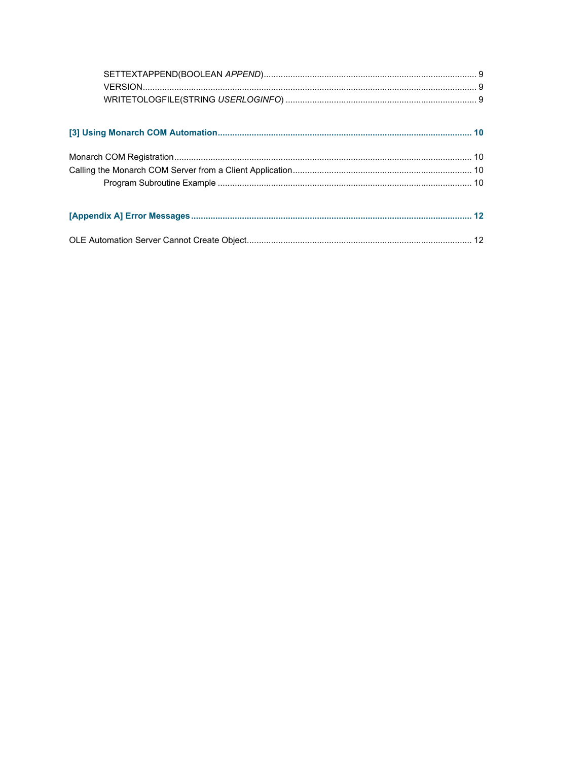SETTEXTAPPEND(BOOLEAN *APPEND*) ........ 9
VERSION ........ 9
WRITETOLOGFILE(STRING *USERLOGINFO*) ........ 9

**[3] Using Monarch COM Automation ........ 10**

Monarch COM Registration ........ 10
Calling the Monarch COM Server from a Client Application ........ 10
Program Subroutine Example ........ 10

**[Appendix A] Error Messages ........ 12**

OLE Automation Server Cannot Create Object ........ 12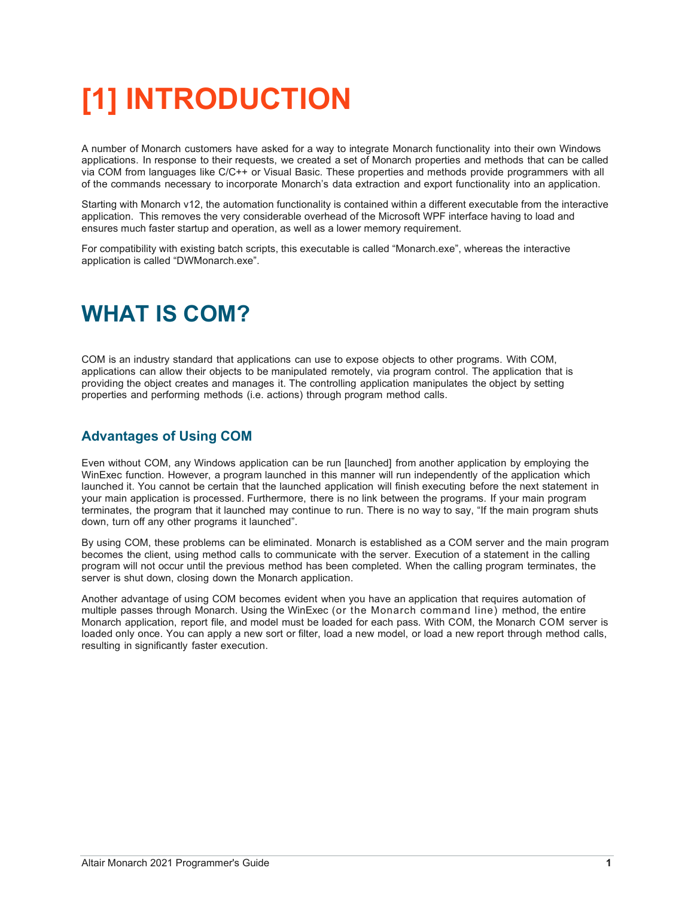# [1] INTRODUCTION

A number of Monarch customers have asked for a way to integrate Monarch functionality into their own Windows applications. In response to their requests, we created a set of Monarch properties and methods that can be called via COM from languages like C/C++ or Visual Basic. These properties and methods provide programmers with all of the commands necessary to incorporate Monarch's data extraction and export functionality into an application.

Starting with Monarch v12, the automation functionality is contained within a different executable from the interactive application. This removes the very considerable overhead of the Microsoft WPF interface having to load and ensures much faster startup and operation, as well as a lower memory requirement.

For compatibility with existing batch scripts, this executable is called "Monarch.exe", whereas the interactive application is called "DWMonarch.exe".

# WHAT IS COM?

COM is an industry standard that applications can use to expose objects to other programs. With COM, applications can allow their objects to be manipulated remotely, via program control. The application that is providing the object creates and manages it. The controlling application manipulates the object by setting properties and performing methods (i.e. actions) through program method calls.

## Advantages of Using COM

Even without COM, any Windows application can be run [launched] from another application by employing the WinExec function. However, a program launched in this manner will run independently of the application which launched it. You cannot be certain that the launched application will finish executing before the next statement in your main application is processed. Furthermore, there is no link between the programs. If your main program terminates, the program that it launched may continue to run. There is no way to say, "If the main program shuts down, turn off any other programs it launched".

By using COM, these problems can be eliminated. Monarch is established as a COM server and the main program becomes the client, using method calls to communicate with the server. Execution of a statement in the calling program will not occur until the previous method has been completed. When the calling program terminates, the server is shut down, closing down the Monarch application.

Another advantage of using COM becomes evident when you have an application that requires automation of multiple passes through Monarch. Using the WinExec (or the Monarch command line) method, the entire Monarch application, report file, and model must be loaded for each pass. With COM, the Monarch COM server is loaded only once. You can apply a new sort or filter, load a new model, or load a new report through method calls, resulting in significantly faster execution.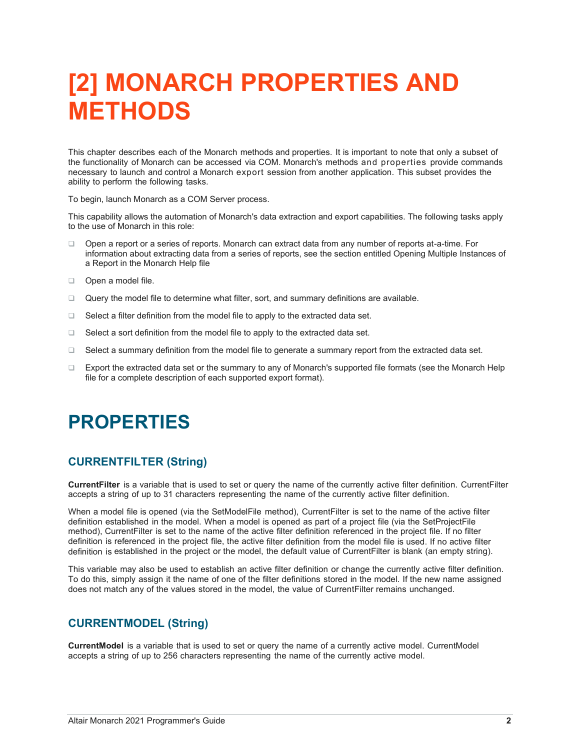# [2] MONARCH PROPERTIES AND METHODS

This chapter describes each of the Monarch methods and properties. It is important to note that only a subset of the functionality of Monarch can be accessed via COM. Monarch's methods and properties provide commands necessary to launch and control a Monarch export session from another application. This subset provides the ability to perform the following tasks.

To begin, launch Monarch as a COM Server process.

This capability allows the automation of Monarch's data extraction and export capabilities. The following tasks apply to the use of Monarch in this role:

- Open a report or a series of reports. Monarch can extract data from any number of reports at-a-time. For information about extracting data from a series of reports, see the section entitled Opening Multiple Instances of a Report in the Monarch Help file
- Open a model file.
- Query the model file to determine what filter, sort, and summary definitions are available.
- Select a filter definition from the model file to apply to the extracted data set.
- Select a sort definition from the model file to apply to the extracted data set.
- Select a summary definition from the model file to generate a summary report from the extracted data set.
- Export the extracted data set or the summary to any of Monarch's supported file formats (see the Monarch Help file for a complete description of each supported export format).

# PROPERTIES

## CURRENTFILTER (String)

**CurrentFilter** is a variable that is used to set or query the name of the currently active filter definition. CurrentFilter accepts a string of up to 31 characters representing the name of the currently active filter definition.

When a model file is opened (via the SetModelFile method), CurrentFilter is set to the name of the active filter definition established in the model. When a model is opened as part of a project file (via the SetProjectFile method), CurrentFilter is set to the name of the active filter definition referenced in the project file. If no filter definition is referenced in the project file, the active filter definition from the model file is used. If no active filter definition is established in the project or the model, the default value of CurrentFilter is blank (an empty string).

This variable may also be used to establish an active filter definition or change the currently active filter definition. To do this, simply assign it the name of one of the filter definitions stored in the model. If the new name assigned does not match any of the values stored in the model, the value of CurrentFilter remains unchanged.

## CURRENTMODEL (String)

**CurrentModel** is a variable that is used to set or query the name of a currently active model. CurrentModel accepts a string of up to 256 characters representing the name of the currently active model.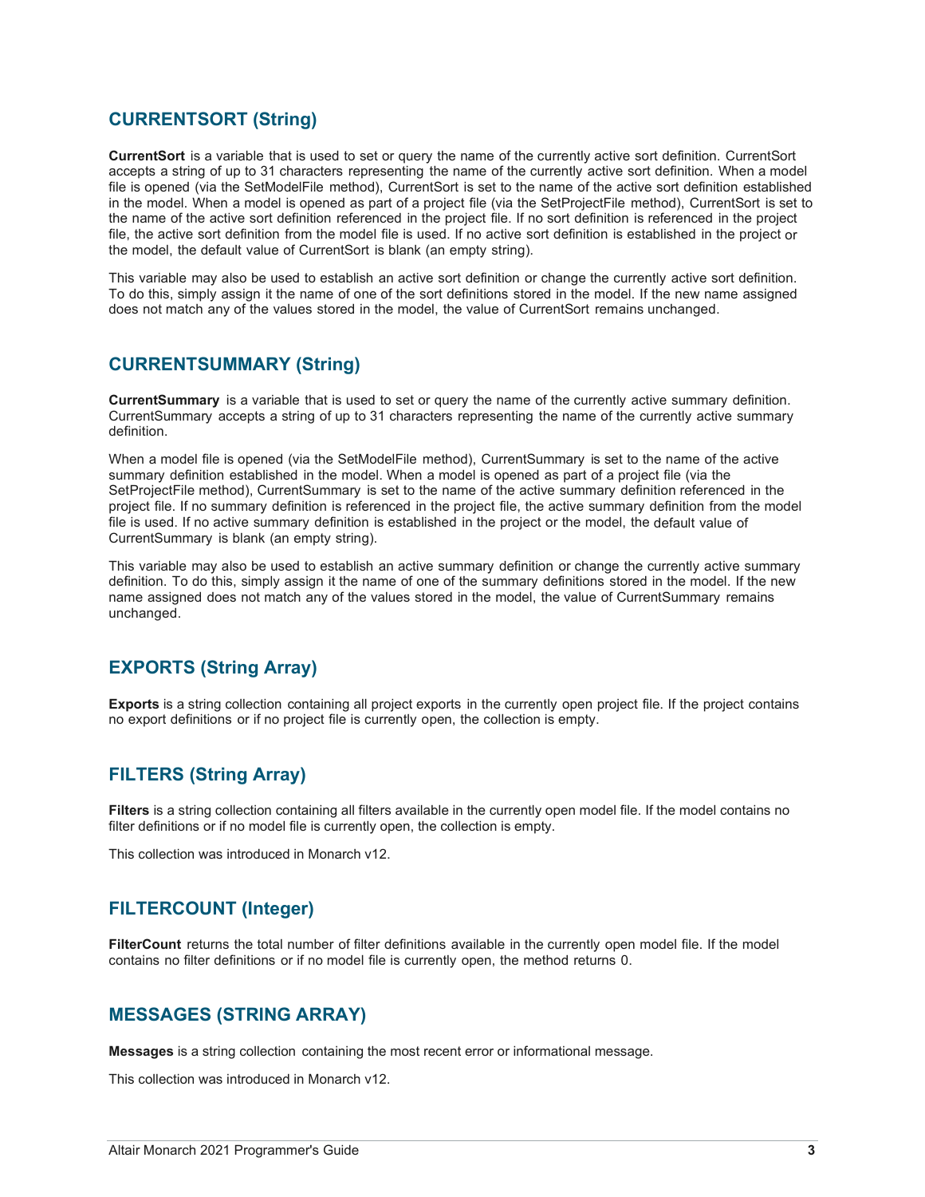## CURRENTSORT (String)

**CurrentSort** is a variable that is used to set or query the name of the currently active sort definition. CurrentSort accepts a string of up to 31 characters representing the name of the currently active sort definition. When a model file is opened (via the SetModelFile method), CurrentSort is set to the name of the active sort definition established in the model. When a model is opened as part of a project file (via the SetProjectFile method), CurrentSort is set to the name of the active sort definition referenced in the project file. If no sort definition is referenced in the project file, the active sort definition from the model file is used. If no active sort definition is established in the project or the model, the default value of CurrentSort is blank (an empty string).

This variable may also be used to establish an active sort definition or change the currently active sort definition. To do this, simply assign it the name of one of the sort definitions stored in the model. If the new name assigned does not match any of the values stored in the model, the value of CurrentSort remains unchanged.

## CURRENTSUMMARY (String)

**CurrentSummary** is a variable that is used to set or query the name of the currently active summary definition. CurrentSummary accepts a string of up to 31 characters representing the name of the currently active summary definition.

When a model file is opened (via the SetModelFile method), CurrentSummary is set to the name of the active summary definition established in the model. When a model is opened as part of a project file (via the SetProjectFile method), CurrentSummary is set to the name of the active summary definition referenced in the project file. If no summary definition is referenced in the project file, the active summary definition from the model file is used. If no active summary definition is established in the project or the model, the default value of CurrentSummary is blank (an empty string).

This variable may also be used to establish an active summary definition or change the currently active summary definition. To do this, simply assign it the name of one of the summary definitions stored in the model. If the new name assigned does not match any of the values stored in the model, the value of CurrentSummary remains unchanged.

## EXPORTS (String Array)

**Exports** is a string collection containing all project exports in the currently open project file. If the project contains no export definitions or if no project file is currently open, the collection is empty.

## FILTERS (String Array)

**Filters** is a string collection containing all filters available in the currently open model file. If the model contains no filter definitions or if no model file is currently open, the collection is empty.

This collection was introduced in Monarch v12.

## FILTERCOUNT (Integer)

**FilterCount** returns the total number of filter definitions available in the currently open model file. If the model contains no filter definitions or if no model file is currently open, the method returns 0.

## MESSAGES (STRING ARRAY)

**Messages** is a string collection containing the most recent error or informational message.

This collection was introduced in Monarch v12.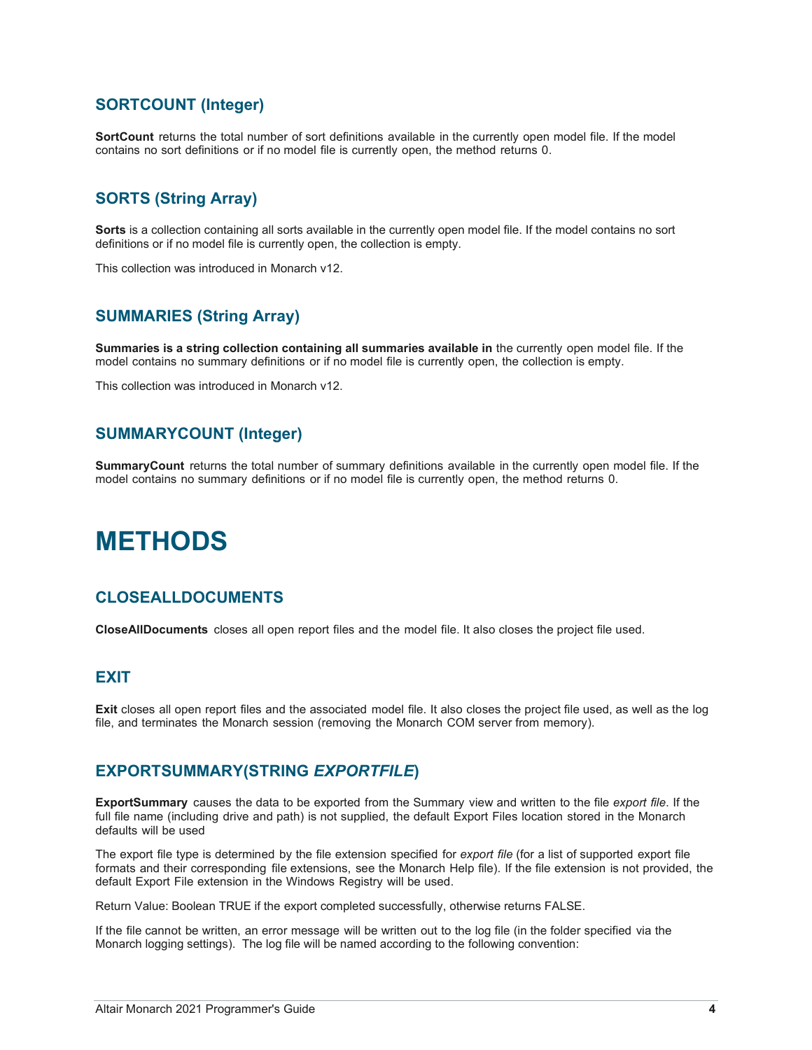### SORTCOUNT (Integer)

**SortCount** returns the total number of sort definitions available in the currently open model file. If the model contains no sort definitions or if no model file is currently open, the method returns 0.

### SORTS (String Array)

**Sorts** is a collection containing all sorts available in the currently open model file. If the model contains no sort definitions or if no model file is currently open, the collection is empty.

This collection was introduced in Monarch v12.

### SUMMARIES (String Array)

**Summaries is a string collection containing all summaries available in** the currently open model file. If the model contains no summary definitions or if no model file is currently open, the collection is empty.

This collection was introduced in Monarch v12.

### SUMMARYCOUNT (Integer)

**SummaryCount** returns the total number of summary definitions available in the currently open model file. If the model contains no summary definitions or if no model file is currently open, the method returns 0.

# METHODS

### CLOSEALLDOCUMENTS

**CloseAllDocuments** closes all open report files and the model file. It also closes the project file used.

### EXIT

**Exit** closes all open report files and the associated model file. It also closes the project file used, as well as the log file, and terminates the Monarch session (removing the Monarch COM server from memory).

### EXPORTSUMMARY(STRING *EXPORTFILE*)

**ExportSummary** causes the data to be exported from the Summary view and written to the file *export file*. If the full file name (including drive and path) is not supplied, the default Export Files location stored in the Monarch defaults will be used

The export file type is determined by the file extension specified for *export file* (for a list of supported export file formats and their corresponding file extensions, see the Monarch Help file). If the file extension is not provided, the default Export File extension in the Windows Registry will be used.

Return Value: Boolean TRUE if the export completed successfully, otherwise returns FALSE.

If the file cannot be written, an error message will be written out to the log file (in the folder specified via the Monarch logging settings). The log file will be named according to the following convention: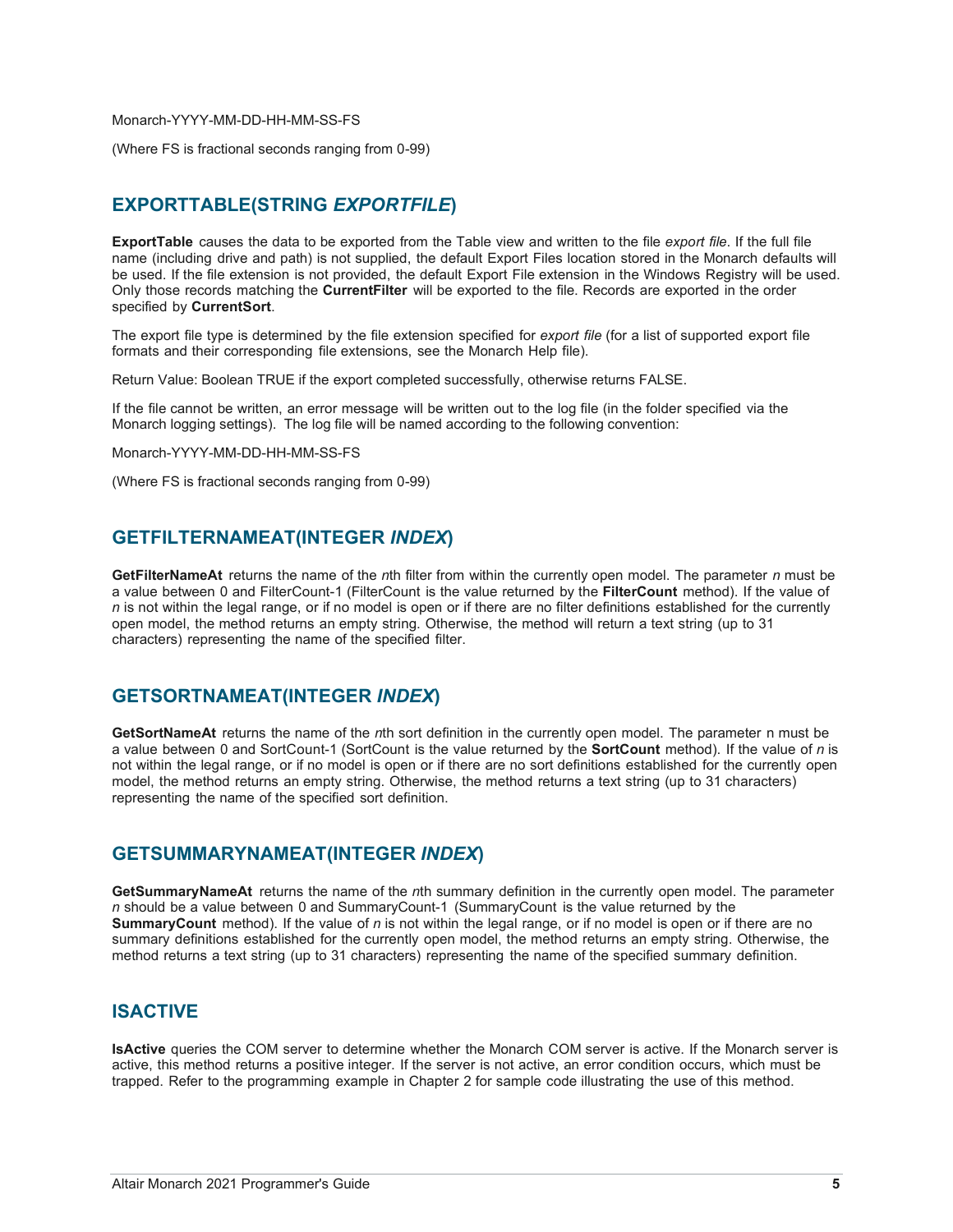Monarch-YYYY-MM-DD-HH-MM-SS-FS

(Where FS is fractional seconds ranging from 0-99)

## EXPORTTABLE(STRING *EXPORTFILE*)

**ExportTable** causes the data to be exported from the Table view and written to the file *export file*. If the full file name (including drive and path) is not supplied, the default Export Files location stored in the Monarch defaults will be used. If the file extension is not provided, the default Export File extension in the Windows Registry will be used. Only those records matching the **CurrentFilter** will be exported to the file. Records are exported in the order specified by **CurrentSort**.

The export file type is determined by the file extension specified for *export file* (for a list of supported export file formats and their corresponding file extensions, see the Monarch Help file).

Return Value: Boolean TRUE if the export completed successfully, otherwise returns FALSE.

If the file cannot be written, an error message will be written out to the log file (in the folder specified via the Monarch logging settings). The log file will be named according to the following convention:

Monarch-YYYY-MM-DD-HH-MM-SS-FS

(Where FS is fractional seconds ranging from 0-99)

## GETFILTERNAMEAT(INTEGER *INDEX*)

**GetFilterNameAt** returns the name of the *n*th filter from within the currently open model. The parameter *n* must be a value between 0 and FilterCount-1 (FilterCount is the value returned by the **FilterCount** method). If the value of *n* is not within the legal range, or if no model is open or if there are no filter definitions established for the currently open model, the method returns an empty string. Otherwise, the method will return a text string (up to 31 characters) representing the name of the specified filter.

## GETSORTNAMEAT(INTEGER *INDEX*)

**GetSortNameAt** returns the name of the *n*th sort definition in the currently open model. The parameter n must be a value between 0 and SortCount-1 (SortCount is the value returned by the **SortCount** method). If the value of *n* is not within the legal range, or if no model is open or if there are no sort definitions established for the currently open model, the method returns an empty string. Otherwise, the method returns a text string (up to 31 characters) representing the name of the specified sort definition.

## GETSUMMARYNAMEAT(INTEGER *INDEX*)

**GetSummaryNameAt** returns the name of the *n*th summary definition in the currently open model. The parameter *n* should be a value between 0 and SummaryCount-1 (SummaryCount is the value returned by the **SummaryCount** method). If the value of *n* is not within the legal range, or if no model is open or if there are no summary definitions established for the currently open model, the method returns an empty string. Otherwise, the method returns a text string (up to 31 characters) representing the name of the specified summary definition.

## ISACTIVE

**IsActive** queries the COM server to determine whether the Monarch COM server is active. If the Monarch server is active, this method returns a positive integer. If the server is not active, an error condition occurs, which must be trapped. Refer to the programming example in Chapter 2 for sample code illustrating the use of this method.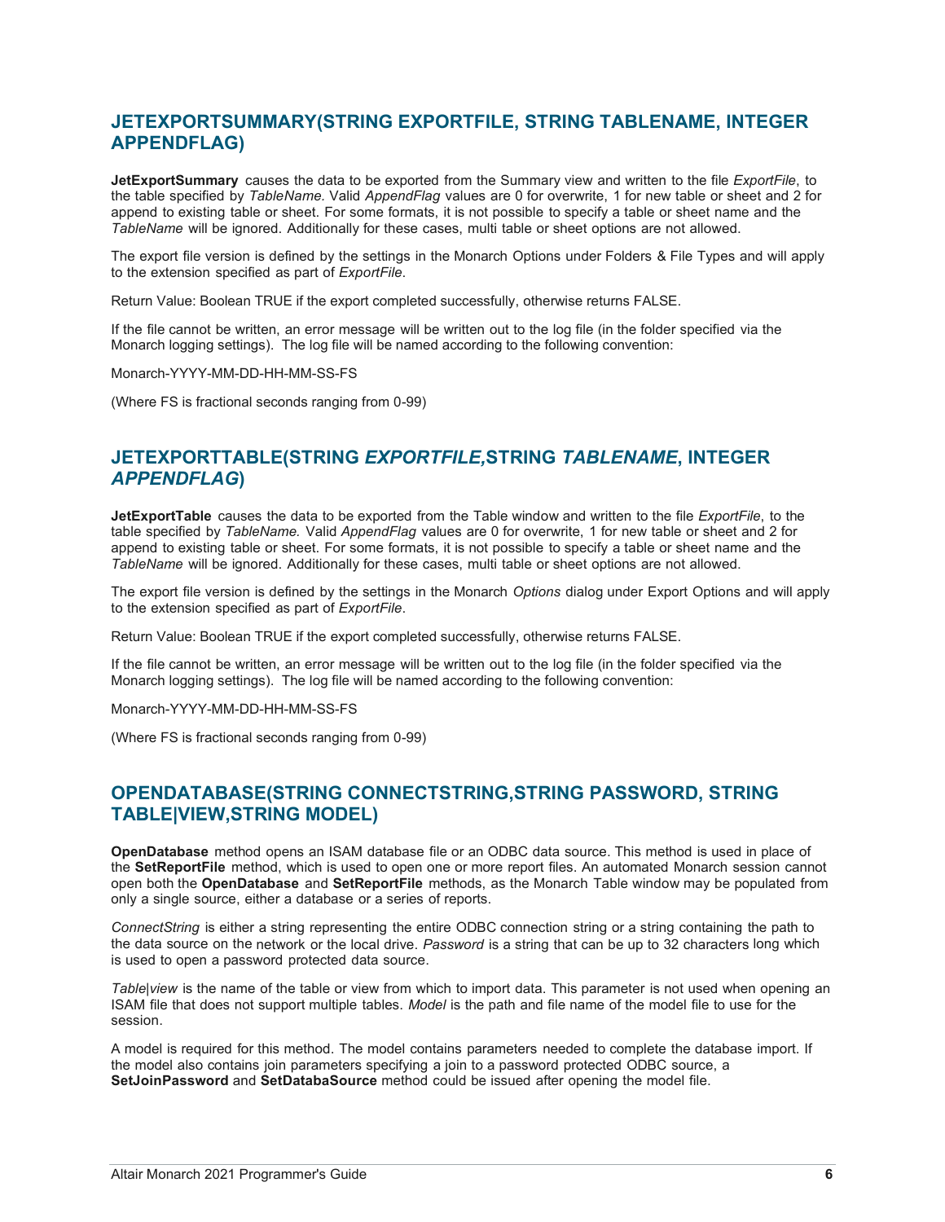## JETEXPORTSUMMARY(STRING EXPORTFILE, STRING TABLENAME, INTEGER APPENDFLAG)

**JetExportSummary** causes the data to be exported from the Summary view and written to the file *ExportFile*, to the table specified by *TableName.* Valid *AppendFlag* values are 0 for overwrite, 1 for new table or sheet and 2 for append to existing table or sheet. For some formats, it is not possible to specify a table or sheet name and the *TableName* will be ignored. Additionally for these cases, multi table or sheet options are not allowed.

The export file version is defined by the settings in the Monarch Options under Folders & File Types and will apply to the extension specified as part of *ExportFile*.

Return Value: Boolean TRUE if the export completed successfully, otherwise returns FALSE.

If the file cannot be written, an error message will be written out to the log file (in the folder specified via the Monarch logging settings). The log file will be named according to the following convention:

Monarch-YYYY-MM-DD-HH-MM-SS-FS

(Where FS is fractional seconds ranging from 0-99)

## JETEXPORTTABLE(STRING *EXPORTFILE,*STRING *TABLENAME*, INTEGER *APPENDFLAG*)

**JetExportTable** causes the data to be exported from the Table window and written to the file *ExportFile*, to the table specified by *TableName.* Valid *AppendFlag* values are 0 for overwrite, 1 for new table or sheet and 2 for append to existing table or sheet. For some formats, it is not possible to specify a table or sheet name and the *TableName* will be ignored. Additionally for these cases, multi table or sheet options are not allowed.

The export file version is defined by the settings in the Monarch *Options* dialog under Export Options and will apply to the extension specified as part of *ExportFile*.

Return Value: Boolean TRUE if the export completed successfully, otherwise returns FALSE.

If the file cannot be written, an error message will be written out to the log file (in the folder specified via the Monarch logging settings). The log file will be named according to the following convention:

Monarch-YYYY-MM-DD-HH-MM-SS-FS

(Where FS is fractional seconds ranging from 0-99)

## OPENDATABASE(STRING CONNECTSTRING,STRING PASSWORD, STRING TABLE|VIEW,STRING MODEL)

**OpenDatabase** method opens an ISAM database file or an ODBC data source. This method is used in place of the **SetReportFile** method, which is used to open one or more report files. An automated Monarch session cannot open both the **OpenDatabase** and **SetReportFile** methods, as the Monarch Table window may be populated from only a single source, either a database or a series of reports.

*ConnectString* is either a string representing the entire ODBC connection string or a string containing the path to the data source on the network or the local drive. *Password* is a string that can be up to 32 characters long which is used to open a password protected data source.

*Table|view* is the name of the table or view from which to import data. This parameter is not used when opening an ISAM file that does not support multiple tables. *Model* is the path and file name of the model file to use for the session.

A model is required for this method. The model contains parameters needed to complete the database import. If the model also contains join parameters specifying a join to a password protected ODBC source, a **SetJoinPassword** and **SetDatabaSource** method could be issued after opening the model file.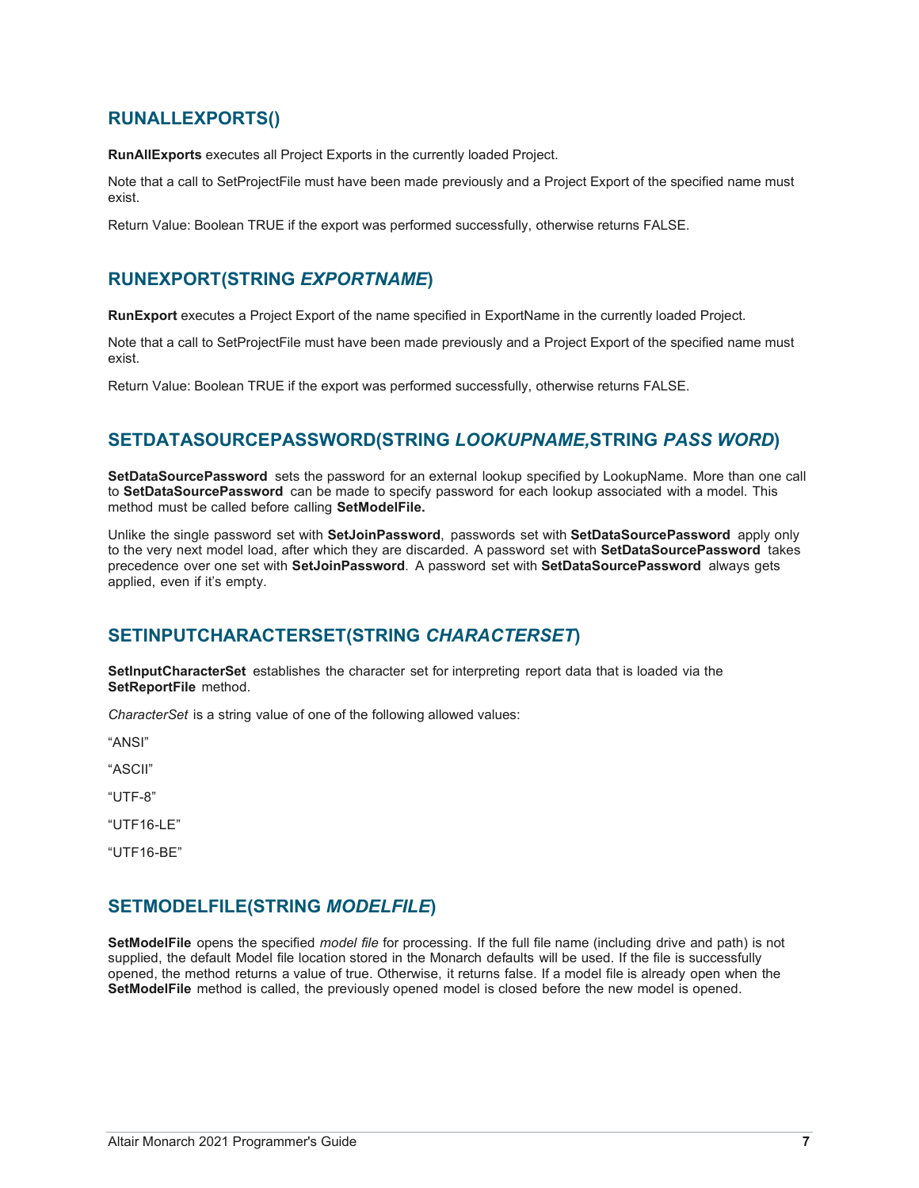## RUNALLEXPORTS()

**RunAllExports** executes all Project Exports in the currently loaded Project.

Note that a call to SetProjectFile must have been made previously and a Project Export of the specified name must exist.

Return Value: Boolean TRUE if the export was performed successfully, otherwise returns FALSE.

## RUNEXPORT(STRING *EXPORTNAME*)

**RunExport** executes a Project Export of the name specified in ExportName in the currently loaded Project.

Note that a call to SetProjectFile must have been made previously and a Project Export of the specified name must exist.

Return Value: Boolean TRUE if the export was performed successfully, otherwise returns FALSE.

## SETDATASOURCEPASSWORD(STRING *LOOKUPNAME,*STRING *PASS WORD*)

**SetDataSourcePassword** sets the password for an external lookup specified by LookupName. More than one call to **SetDataSourcePassword** can be made to specify password for each lookup associated with a model. This method must be called before calling **SetModelFile.**

Unlike the single password set with **SetJoinPassword**, passwords set with **SetDataSourcePassword** apply only to the very next model load, after which they are discarded. A password set with **SetDataSourcePassword** takes precedence over one set with **SetJoinPassword**. A password set with **SetDataSourcePassword** always gets applied, even if it's empty.

## SETINPUTCHARACTERSET(STRING *CHARACTERSET*)

**SetInputCharacterSet** establishes the character set for interpreting report data that is loaded via the **SetReportFile** method.

*CharacterSet* is a string value of one of the following allowed values:

"ANSI"

"ASCII"

"UTF-8"

"UTF16-LE"

"UTF16-BE"

## SETMODELFILE(STRING *MODELFILE*)

**SetModelFile** opens the specified *model file* for processing. If the full file name (including drive and path) is not supplied, the default Model file location stored in the Monarch defaults will be used. If the file is successfully opened, the method returns a value of true. Otherwise, it returns false. If a model file is already open when the **SetModelFile** method is called, the previously opened model is closed before the new model is opened.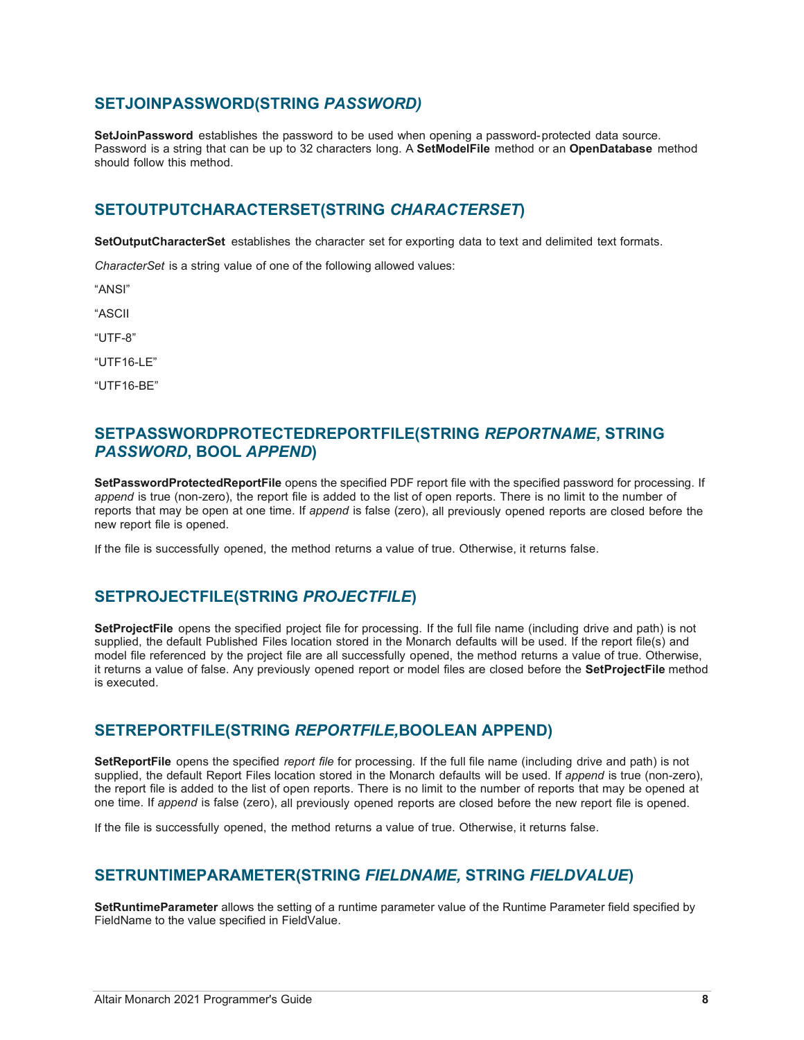## SETJOINPASSWORD(STRING *PASSWORD)*

**SetJoinPassword** establishes the password to be used when opening a password-protected data source. Password is a string that can be up to 32 characters long. A **SetModelFile** method or an **OpenDatabase** method should follow this method.

## SETOUTPUTCHARACTERSET(STRING *CHARACTERSET*)

**SetOutputCharacterSet** establishes the character set for exporting data to text and delimited text formats.

*CharacterSet* is a string value of one of the following allowed values:

“ANSI”

“ASCII

“UTF-8”

“UTF16-LE”

“UTF16-BE”

## SETPASSWORDPROTECTEDREPORTFILE(STRING *REPORTNAME*, STRING *PASSWORD*, BOOL *APPEND*)

**SetPasswordProtectedReportFile** opens the specified PDF report file with the specified password for processing. If *append* is true (non-zero), the report file is added to the list of open reports. There is no limit to the number of reports that may be open at one time. If *append* is false (zero), all previously opened reports are closed before the new report file is opened.

If the file is successfully opened, the method returns a value of true. Otherwise, it returns false.

## SETPROJECTFILE(STRING *PROJECTFILE*)

**SetProjectFile** opens the specified project file for processing. If the full file name (including drive and path) is not supplied, the default Published Files location stored in the Monarch defaults will be used. If the report file(s) and model file referenced by the project file are all successfully opened, the method returns a value of true. Otherwise, it returns a value of false. Any previously opened report or model files are closed before the **SetProjectFile** method is executed.

## SETREPORTFILE(STRING *REPORTFILE,*BOOLEAN APPEND)

**SetReportFile** opens the specified *report file* for processing. If the full file name (including drive and path) is not supplied, the default Report Files location stored in the Monarch defaults will be used. If *append* is true (non-zero), the report file is added to the list of open reports. There is no limit to the number of reports that may be opened at one time. If *append* is false (zero), all previously opened reports are closed before the new report file is opened.

If the file is successfully opened, the method returns a value of true. Otherwise, it returns false.

## SETRUNTIMEPARAMETER(STRING *FIELDNAME,* STRING *FIELDVALUE*)

**SetRuntimeParameter** allows the setting of a runtime parameter value of the Runtime Parameter field specified by FieldName to the value specified in FieldValue.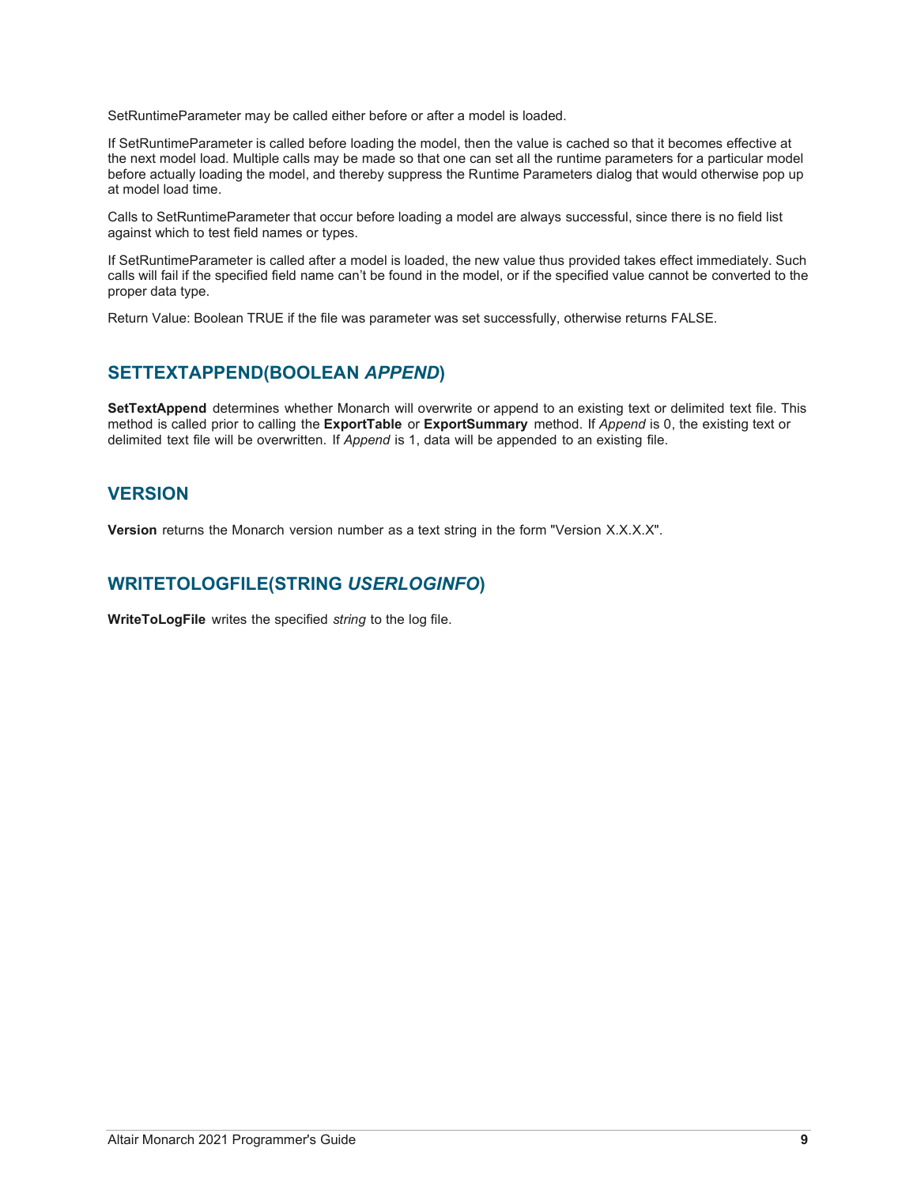SetRuntimeParameter may be called either before or after a model is loaded.

If SetRuntimeParameter is called before loading the model, then the value is cached so that it becomes effective at the next model load. Multiple calls may be made so that one can set all the runtime parameters for a particular model before actually loading the model, and thereby suppress the Runtime Parameters dialog that would otherwise pop up at model load time.

Calls to SetRuntimeParameter that occur before loading a model are always successful, since there is no field list against which to test field names or types.

If SetRuntimeParameter is called after a model is loaded, the new value thus provided takes effect immediately. Such calls will fail if the specified field name can't be found in the model, or if the specified value cannot be converted to the proper data type.

Return Value: Boolean TRUE if the file was parameter was set successfully, otherwise returns FALSE.

## SETTEXTAPPEND(BOOLEAN *APPEND*)

**SetTextAppend** determines whether Monarch will overwrite or append to an existing text or delimited text file. This method is called prior to calling the **ExportTable** or **ExportSummary** method. If *Append* is 0, the existing text or delimited text file will be overwritten. If *Append* is 1, data will be appended to an existing file.

## VERSION

**Version** returns the Monarch version number as a text string in the form "Version X.X.X.X".

## WRITETOLOGFILE(STRING *USERLOGINFO*)

**WriteToLogFile** writes the specified *string* to the log file.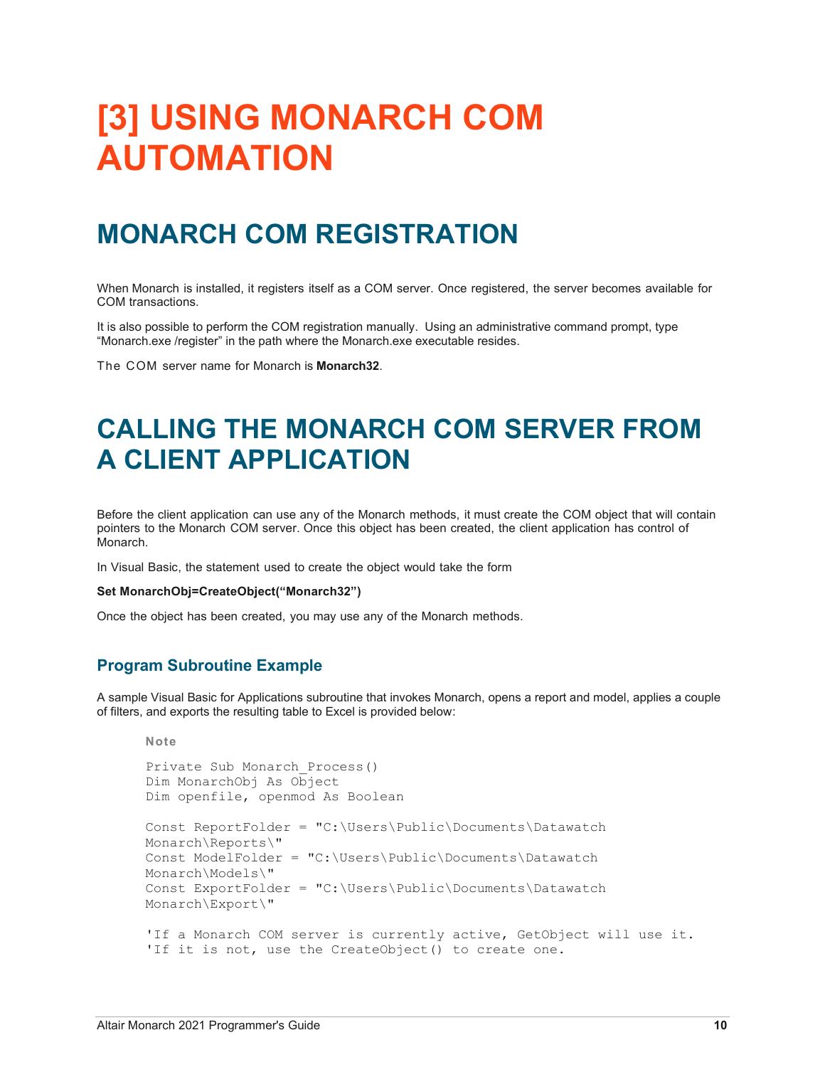# [3] USING MONARCH COM AUTOMATION

## MONARCH COM REGISTRATION

When Monarch is installed, it registers itself as a COM server. Once registered, the server becomes available for COM transactions.

It is also possible to perform the COM registration manually. Using an administrative command prompt, type "Monarch.exe /register" in the path where the Monarch.exe executable resides.

The COM server name for Monarch is **Monarch32**.

## CALLING THE MONARCH COM SERVER FROM A CLIENT APPLICATION

Before the client application can use any of the Monarch methods, it must create the COM object that will contain pointers to the Monarch COM server. Once this object has been created, the client application has control of Monarch.

In Visual Basic, the statement used to create the object would take the form

**Set MonarchObj=CreateObject("Monarch32")**

Once the object has been created, you may use any of the Monarch methods.

### Program Subroutine Example

A sample Visual Basic for Applications subroutine that invokes Monarch, opens a report and model, applies a couple of filters, and exports the resulting table to Excel is provided below:

**Note**

```
Private Sub Monarch_Process()
Dim MonarchObj As Object
Dim openfile, openmod As Boolean

Const ReportFolder = "C:\Users\Public\Documents\Datawatch
Monarch\Reports\"
Const ModelFolder = "C:\Users\Public\Documents\Datawatch
Monarch\Models\"
Const ExportFolder = "C:\Users\Public\Documents\Datawatch
Monarch\Export\"

'If a Monarch COM server is currently active, GetObject will use it.
'If it is not, use the CreateObject() to create one.
```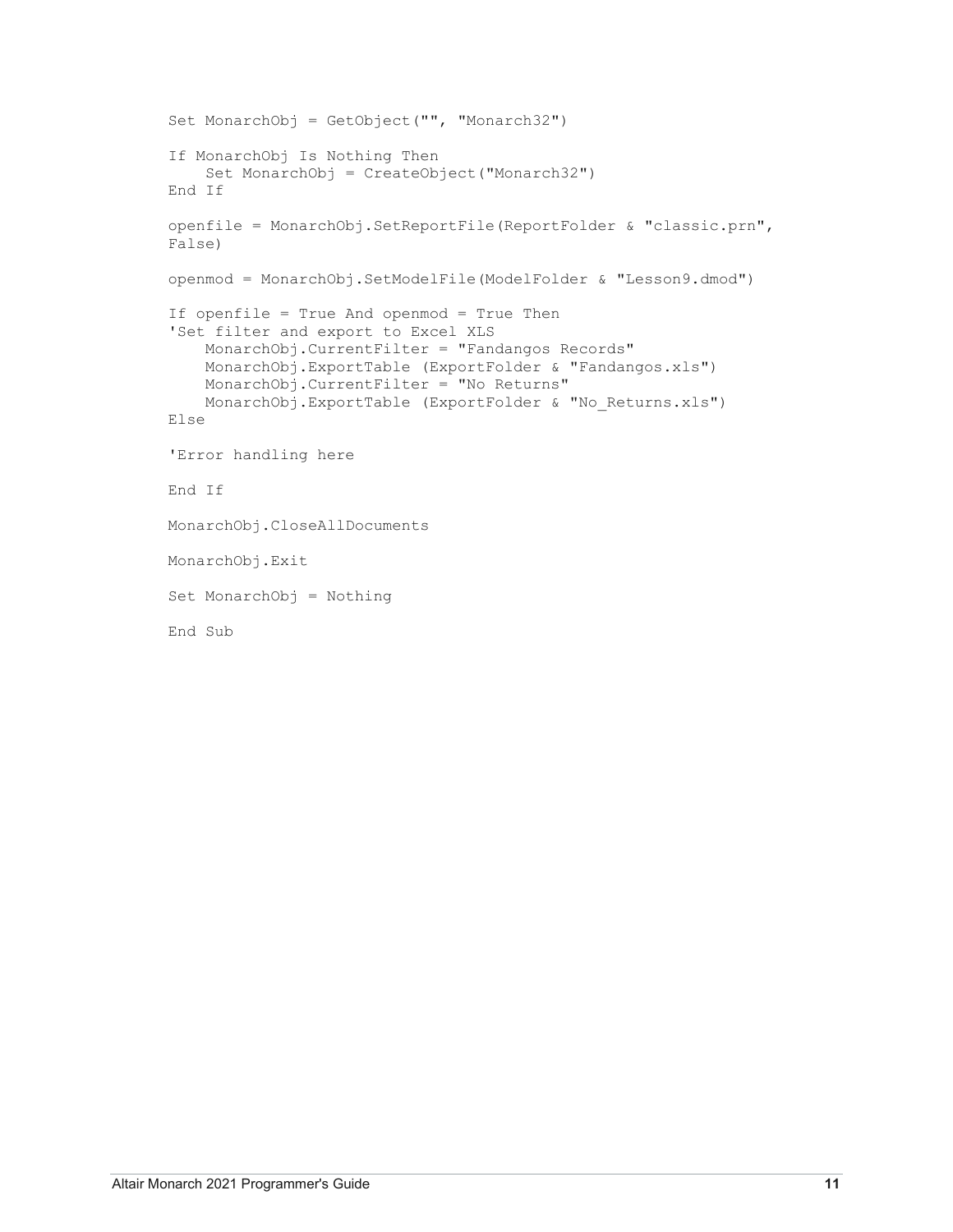```
Set MonarchObj = GetObject("", "Monarch32")

If MonarchObj Is Nothing Then
    Set MonarchObj = CreateObject("Monarch32")
End If

openfile = MonarchObj.SetReportFile(ReportFolder & "classic.prn",
False)

openmod = MonarchObj.SetModelFile(ModelFolder & "Lesson9.dmod")

If openfile = True And openmod = True Then
'Set filter and export to Excel XLS
    MonarchObj.CurrentFilter = "Fandangos Records"
    MonarchObj.ExportTable (ExportFolder & "Fandangos.xls")
    MonarchObj.CurrentFilter = "No Returns"
    MonarchObj.ExportTable (ExportFolder & "No_Returns.xls")
Else

'Error handling here

End If

MonarchObj.CloseAllDocuments

MonarchObj.Exit

Set MonarchObj = Nothing

End Sub
```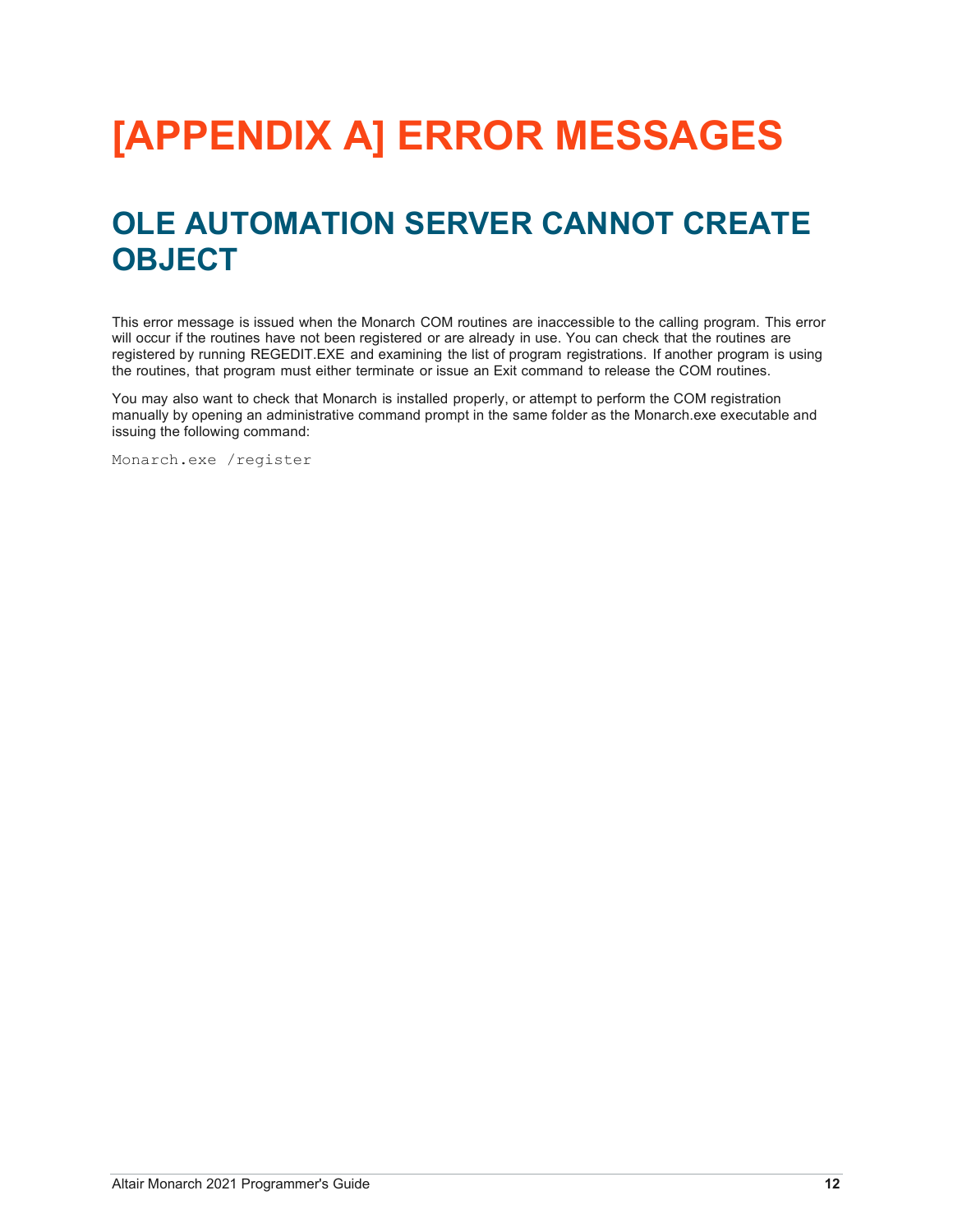# [APPENDIX A] ERROR MESSAGES

## OLE AUTOMATION SERVER CANNOT CREATE OBJECT

This error message is issued when the Monarch COM routines are inaccessible to the calling program. This error will occur if the routines have not been registered or are already in use. You can check that the routines are registered by running REGEDIT.EXE and examining the list of program registrations. If another program is using the routines, that program must either terminate or issue an Exit command to release the COM routines.

You may also want to check that Monarch is installed properly, or attempt to perform the COM registration manually by opening an administrative command prompt in the same folder as the Monarch.exe executable and issuing the following command:

```
Monarch.exe /register
```